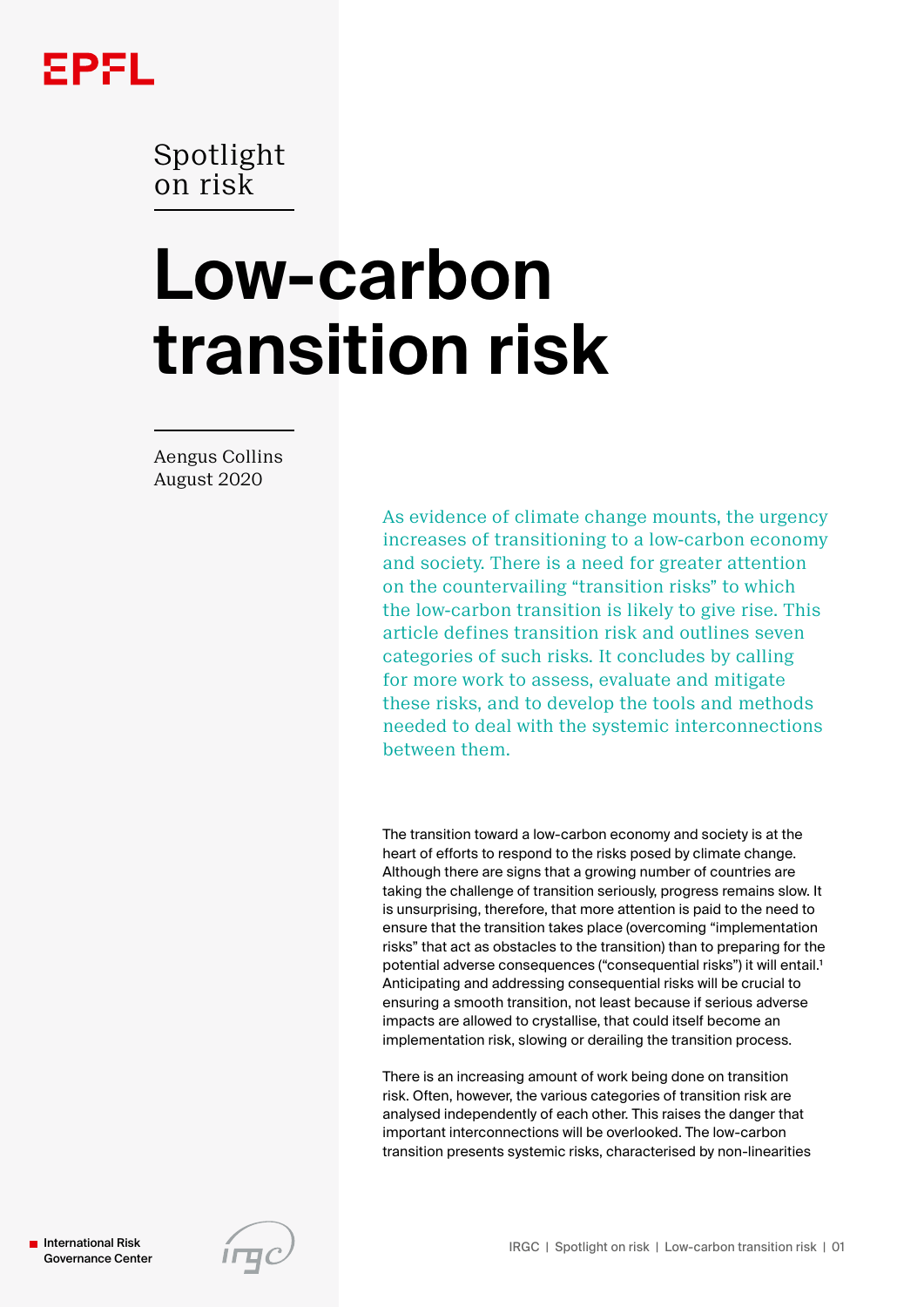EPFL

Spotlight on risk

# Low-carbon transition risk

Aengus Collins
August 2020

As evidence of climate change mounts, the urgency increases of transitioning to a low-carbon economy and society. There is a need for greater attention on the countervailing "transition risks" to which the low-carbon transition is likely to give rise. This article defines transition risk and outlines seven categories of such risks. It concludes by calling for more work to assess, evaluate and mitigate these risks, and to develop the tools and methods needed to deal with the systemic interconnections between them.

The transition toward a low-carbon economy and society is at the heart of efforts to respond to the risks posed by climate change. Although there are signs that a growing number of countries are taking the challenge of transition seriously, progress remains slow. It is unsurprising, therefore, that more attention is paid to the need to ensure that the transition takes place (overcoming "implementation risks" that act as obstacles to the transition) than to preparing for the potential adverse consequences ("consequential risks") it will entail.[1] Anticipating and addressing consequential risks will be crucial to ensuring a smooth transition, not least because if serious adverse impacts are allowed to crystallise, that could itself become an implementation risk, slowing or derailing the transition process.

There is an increasing amount of work being done on transition risk. Often, however, the various categories of transition risk are analysed independently of each other. This raises the danger that important interconnections will be overlooked. The low-carbon transition presents systemic risks, characterised by non-linearities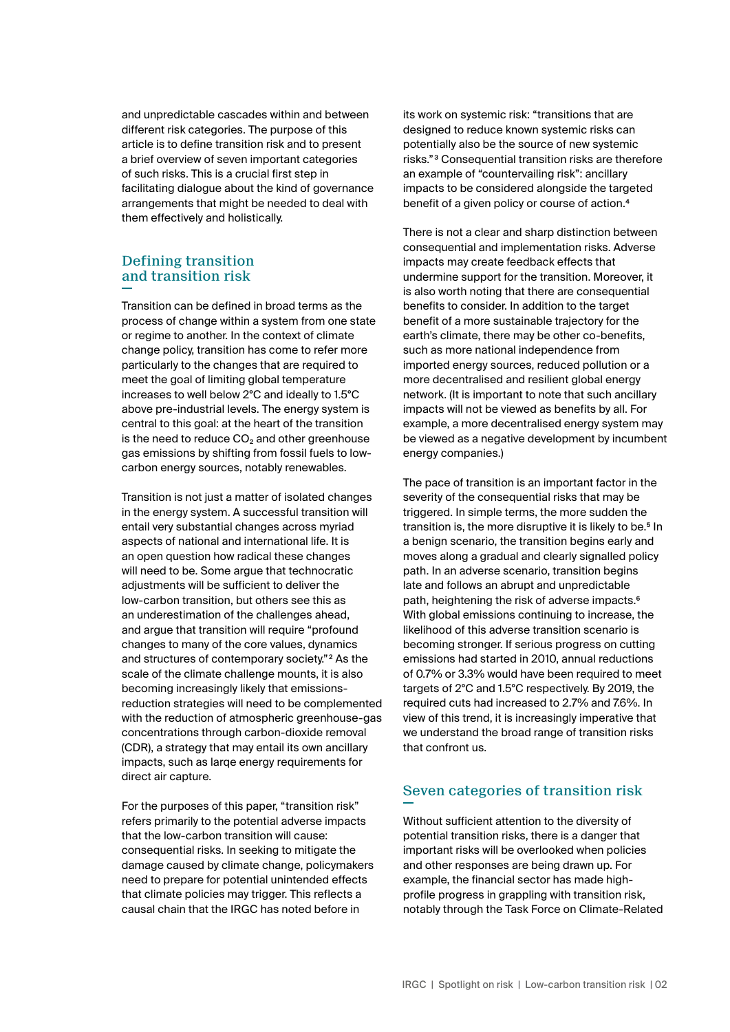and unpredictable cascades within and between different risk categories. The purpose of this article is to define transition risk and to present a brief overview of seven important categories of such risks. This is a crucial first step in facilitating dialogue about the kind of governance arrangements that might be needed to deal with them effectively and holistically.

## Defining transition and transition risk

Transition can be defined in broad terms as the process of change within a system from one state or regime to another. In the context of climate change policy, transition has come to refer more particularly to the changes that are required to meet the goal of limiting global temperature increases to well below 2°C and ideally to 1.5°C above pre-industrial levels. The energy system is central to this goal: at the heart of the transition is the need to reduce $CO_2$ and other greenhouse gas emissions by shifting from fossil fuels to low-carbon energy sources, notably renewables.

Transition is not just a matter of isolated changes in the energy system. A successful transition will entail very substantial changes across myriad aspects of national and international life. It is an open question how radical these changes will need to be. Some argue that technocratic adjustments will be sufficient to deliver the low-carbon transition, but others see this as an underestimation of the challenges ahead, and argue that transition will require "profound changes to many of the core values, dynamics and structures of contemporary society."[2] As the scale of the climate challenge mounts, it is also becoming increasingly likely that emissions-reduction strategies will need to be complemented with the reduction of atmospheric greenhouse-gas concentrations through carbon-dioxide removal (CDR), a strategy that may entail its own ancillary impacts, such as large energy requirements for direct air capture.

For the purposes of this paper, "transition risk" refers primarily to the potential adverse impacts that the low-carbon transition will cause: consequential risks. In seeking to mitigate the damage caused by climate change, policymakers need to prepare for potential unintended effects that climate policies may trigger. This reflects a causal chain that the IRGC has noted before in its work on systemic risk: "transitions that are designed to reduce known systemic risks can potentially also be the source of new systemic risks."[3] Consequential transition risks are therefore an example of "countervailing risk": ancillary impacts to be considered alongside the targeted benefit of a given policy or course of action.[4]

There is not a clear and sharp distinction between consequential and implementation risks. Adverse impacts may create feedback effects that undermine support for the transition. Moreover, it is also worth noting that there are consequential benefits to consider. In addition to the target benefit of a more sustainable trajectory for the earth's climate, there may be other co-benefits, such as more national independence from imported energy sources, reduced pollution or a more decentralised and resilient global energy network. (It is important to note that such ancillary impacts will not be viewed as benefits by all. For example, a more decentralised energy system may be viewed as a negative development by incumbent energy companies.)

The pace of transition is an important factor in the severity of the consequential risks that may be triggered. In simple terms, the more sudden the transition is, the more disruptive it is likely to be.[5] In a benign scenario, the transition begins early and moves along a gradual and clearly signalled policy path. In an adverse scenario, transition begins late and follows an abrupt and unpredictable path, heightening the risk of adverse impacts.[6] With global emissions continuing to increase, the likelihood of this adverse transition scenario is becoming stronger. If serious progress on cutting emissions had started in 2010, annual reductions of 0.7% or 3.3% would have been required to meet targets of 2°C and 1.5°C respectively. By 2019, the required cuts had increased to 2.7% and 7.6%. In view of this trend, it is increasingly imperative that we understand the broad range of transition risks that confront us.

## Seven categories of transition risk

Without sufficient attention to the diversity of potential transition risks, there is a danger that important risks will be overlooked when policies and other responses are being drawn up. For example, the financial sector has made high-profile progress in grappling with transition risk, notably through the Task Force on Climate-Related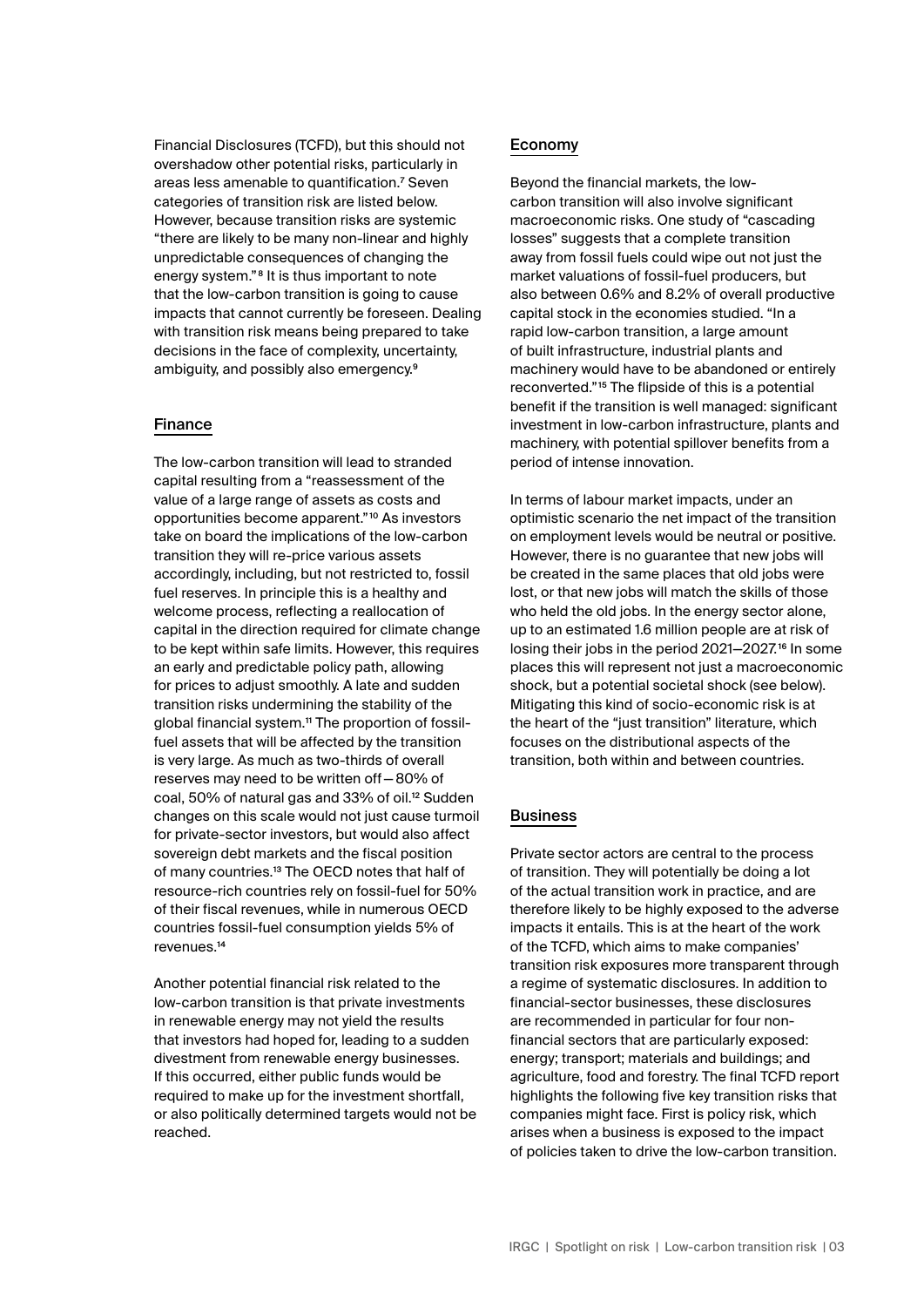Financial Disclosures (TCFD), but this should not overshadow other potential risks, particularly in areas less amenable to quantification.[7] Seven categories of transition risk are listed below. However, because transition risks are systemic "there are likely to be many non-linear and highly unpredictable consequences of changing the energy system."[8] It is thus important to note that the low-carbon transition is going to cause impacts that cannot currently be foreseen. Dealing with transition risk means being prepared to take decisions in the face of complexity, uncertainty, ambiguity, and possibly also emergency.[9]

## Finance

The low-carbon transition will lead to stranded capital resulting from a "reassessment of the value of a large range of assets as costs and opportunities become apparent."[10] As investors take on board the implications of the low-carbon transition they will re-price various assets accordingly, including, but not restricted to, fossil fuel reserves. In principle this is a healthy and welcome process, reflecting a reallocation of capital in the direction required for climate change to be kept within safe limits. However, this requires an early and predictable policy path, allowing for prices to adjust smoothly. A late and sudden transition risks undermining the stability of the global financial system.[11] The proportion of fossil-fuel assets that will be affected by the transition is very large. As much as two-thirds of overall reserves may need to be written off—80% of coal, 50% of natural gas and 33% of oil.[12] Sudden changes on this scale would not just cause turmoil for private-sector investors, but would also affect sovereign debt markets and the fiscal position of many countries.[13] The OECD notes that half of resource-rich countries rely on fossil-fuel for 50% of their fiscal revenues, while in numerous OECD countries fossil-fuel consumption yields 5% of revenues.[14]

Another potential financial risk related to the low-carbon transition is that private investments in renewable energy may not yield the results that investors had hoped for, leading to a sudden divestment from renewable energy businesses. If this occurred, either public funds would be required to make up for the investment shortfall, or also politically determined targets would not be reached.

## Economy

Beyond the financial markets, the low-carbon transition will also involve significant macroeconomic risks. One study of "cascading losses" suggests that a complete transition away from fossil fuels could wipe out not just the market valuations of fossil-fuel producers, but also between 0.6% and 8.2% of overall productive capital stock in the economies studied. "In a rapid low-carbon transition, a large amount of built infrastructure, industrial plants and machinery would have to be abandoned or entirely reconverted."[15] The flipside of this is a potential benefit if the transition is well managed: significant investment in low-carbon infrastructure, plants and machinery, with potential spillover benefits from a period of intense innovation.

In terms of labour market impacts, under an optimistic scenario the net impact of the transition on employment levels would be neutral or positive. However, there is no guarantee that new jobs will be created in the same places that old jobs were lost, or that new jobs will match the skills of those who held the old jobs. In the energy sector alone, up to an estimated 1.6 million people are at risk of losing their jobs in the period 2021–2027.[16] In some places this will represent not just a macroeconomic shock, but a potential societal shock (see below). Mitigating this kind of socio-economic risk is at the heart of the "just transition" literature, which focuses on the distributional aspects of the transition, both within and between countries.

## Business

Private sector actors are central to the process of transition. They will potentially be doing a lot of the actual transition work in practice, and are therefore likely to be highly exposed to the adverse impacts it entails. This is at the heart of the work of the TCFD, which aims to make companies' transition risk exposures more transparent through a regime of systematic disclosures. In addition to financial-sector businesses, these disclosures are recommended in particular for four non-financial sectors that are particularly exposed: energy; transport; materials and buildings; and agriculture, food and forestry. The final TCFD report highlights the following five key transition risks that companies might face. First is policy risk, which arises when a business is exposed to the impact of policies taken to drive the low-carbon transition.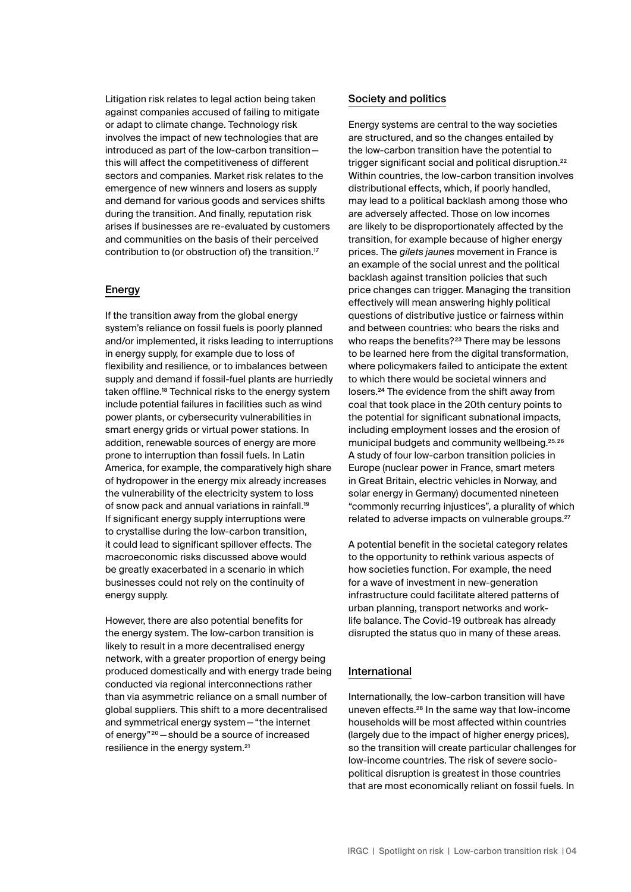Litigation risk relates to legal action being taken against companies accused of failing to mitigate or adapt to climate change. Technology risk involves the impact of new technologies that are introduced as part of the low-carbon transition—this will affect the competitiveness of different sectors and companies. Market risk relates to the emergence of new winners and losers as supply and demand for various goods and services shifts during the transition. And finally, reputation risk arises if businesses are re-evaluated by customers and communities on the basis of their perceived contribution to (or obstruction of) the transition.[17]

## Energy

If the transition away from the global energy system's reliance on fossil fuels is poorly planned and/or implemented, it risks leading to interruptions in energy supply, for example due to loss of flexibility and resilience, or to imbalances between supply and demand if fossil-fuel plants are hurriedly taken offline.[18] Technical risks to the energy system include potential failures in facilities such as wind power plants, or cybersecurity vulnerabilities in smart energy grids or virtual power stations. In addition, renewable sources of energy are more prone to interruption than fossil fuels. In Latin America, for example, the comparatively high share of hydropower in the energy mix already increases the vulnerability of the electricity system to loss of snow pack and annual variations in rainfall.[19] If significant energy supply interruptions were to crystallise during the low-carbon transition, it could lead to significant spillover effects. The macroeconomic risks discussed above would be greatly exacerbated in a scenario in which businesses could not rely on the continuity of energy supply.

However, there are also potential benefits for the energy system. The low-carbon transition is likely to result in a more decentralised energy network, with a greater proportion of energy being produced domestically and with energy trade being conducted via regional interconnections rather than via asymmetric reliance on a small number of global suppliers. This shift to a more decentralised and symmetrical energy system—"the internet of energy"[20]—should be a source of increased resilience in the energy system.[21]

## Society and politics

Energy systems are central to the way societies are structured, and so the changes entailed by the low-carbon transition have the potential to trigger significant social and political disruption.[22] Within countries, the low-carbon transition involves distributional effects, which, if poorly handled, may lead to a political backlash among those who are adversely affected. Those on low incomes are likely to be disproportionately affected by the transition, for example because of higher energy prices. The *gilets jaunes* movement in France is an example of the social unrest and the political backlash against transition policies that such price changes can trigger. Managing the transition effectively will mean answering highly political questions of distributive justice or fairness within and between countries: who bears the risks and who reaps the benefits?[23] There may be lessons to be learned here from the digital transformation, where policymakers failed to anticipate the extent to which there would be societal winners and losers.[24] The evidence from the shift away from coal that took place in the 20th century points to the potential for significant subnational impacts, including employment losses and the erosion of municipal budgets and community wellbeing.[25,26] A study of four low-carbon transition policies in Europe (nuclear power in France, smart meters in Great Britain, electric vehicles in Norway, and solar energy in Germany) documented nineteen "commonly recurring injustices", a plurality of which related to adverse impacts on vulnerable groups.[27]

A potential benefit in the societal category relates to the opportunity to rethink various aspects of how societies function. For example, the need for a wave of investment in new-generation infrastructure could facilitate altered patterns of urban planning, transport networks and work-life balance. The Covid-19 outbreak has already disrupted the status quo in many of these areas.

## International

Internationally, the low-carbon transition will have uneven effects.[28] In the same way that low-income households will be most affected within countries (largely due to the impact of higher energy prices), so the transition will create particular challenges for low-income countries. The risk of severe socio-political disruption is greatest in those countries that are most economically reliant on fossil fuels. In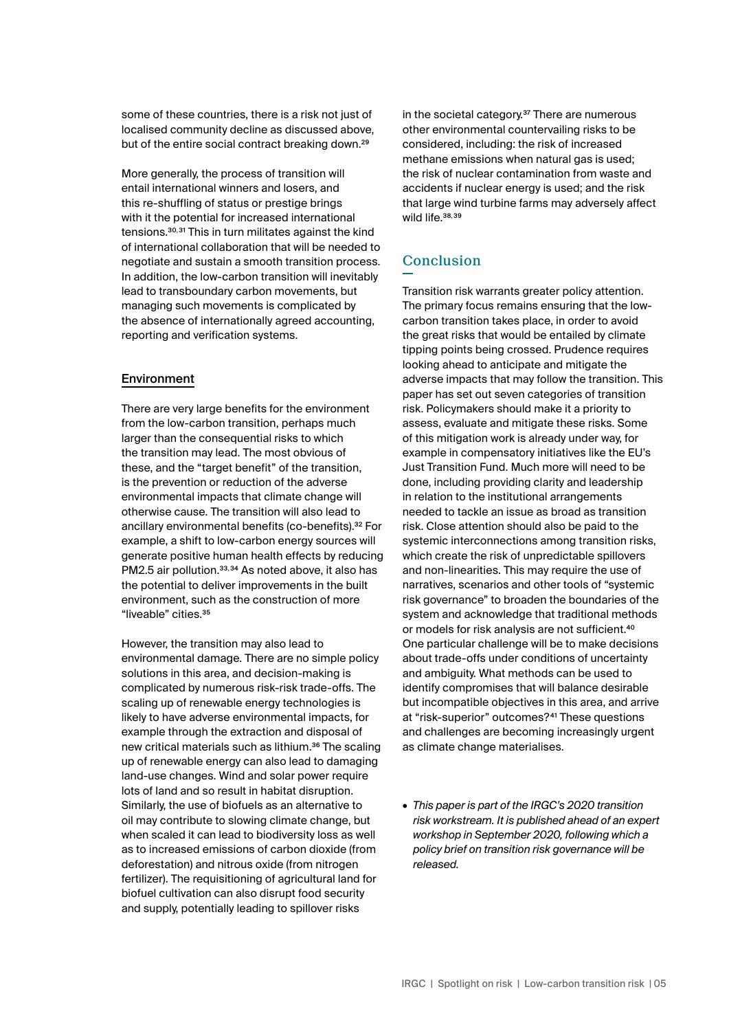some of these countries, there is a risk not just of localised community decline as discussed above, but of the entire social contract breaking down.[29]

More generally, the process of transition will entail international winners and losers, and this re-shuffling of status or prestige brings with it the potential for increased international tensions.[30,31] This in turn militates against the kind of international collaboration that will be needed to negotiate and sustain a smooth transition process. In addition, the low-carbon transition will inevitably lead to transboundary carbon movements, but managing such movements is complicated by the absence of internationally agreed accounting, reporting and verification systems.

### Environment

There are very large benefits for the environment from the low-carbon transition, perhaps much larger than the consequential risks to which the transition may lead. The most obvious of these, and the "target benefit" of the transition, is the prevention or reduction of the adverse environmental impacts that climate change will otherwise cause. The transition will also lead to ancillary environmental benefits (co-benefits).[32] For example, a shift to low-carbon energy sources will generate positive human health effects by reducing PM2.5 air pollution.[33,34] As noted above, it also has the potential to deliver improvements in the built environment, such as the construction of more "liveable" cities.[35]

However, the transition may also lead to environmental damage. There are no simple policy solutions in this area, and decision-making is complicated by numerous risk-risk trade-offs. The scaling up of renewable energy technologies is likely to have adverse environmental impacts, for example through the extraction and disposal of new critical materials such as lithium.[36] The scaling up of renewable energy can also lead to damaging land-use changes. Wind and solar power require lots of land and so result in habitat disruption. Similarly, the use of biofuels as an alternative to oil may contribute to slowing climate change, but when scaled it can lead to biodiversity loss as well as to increased emissions of carbon dioxide (from deforestation) and nitrous oxide (from nitrogen fertilizer). The requisitioning of agricultural land for biofuel cultivation can also disrupt food security and supply, potentially leading to spillover risks in the societal category.[37] There are numerous other environmental countervailing risks to be considered, including: the risk of increased methane emissions when natural gas is used; the risk of nuclear contamination from waste and accidents if nuclear energy is used; and the risk that large wind turbine farms may adversely affect wild life.[38,39]

## Conclusion

Transition risk warrants greater policy attention. The primary focus remains ensuring that the low-carbon transition takes place, in order to avoid the great risks that would be entailed by climate tipping points being crossed. Prudence requires looking ahead to anticipate and mitigate the adverse impacts that may follow the transition. This paper has set out seven categories of transition risk. Policymakers should make it a priority to assess, evaluate and mitigate these risks. Some of this mitigation work is already under way, for example in compensatory initiatives like the EU's Just Transition Fund. Much more will need to be done, including providing clarity and leadership in relation to the institutional arrangements needed to tackle an issue as broad as transition risk. Close attention should also be paid to the systemic interconnections among transition risks, which create the risk of unpredictable spillovers and non-linearities. This may require the use of narratives, scenarios and other tools of "systemic risk governance" to broaden the boundaries of the system and acknowledge that traditional methods or models for risk analysis are not sufficient.[40] One particular challenge will be to make decisions about trade-offs under conditions of uncertainty and ambiguity. What methods can be used to identify compromises that will balance desirable but incompatible objectives in this area, and arrive at "risk-superior" outcomes?[41] These questions and challenges are becoming increasingly urgent as climate change materialises.

- *This paper is part of the IRGC's 2020 transition risk workstream. It is published ahead of an expert workshop in September 2020, following which a policy brief on transition risk governance will be released.*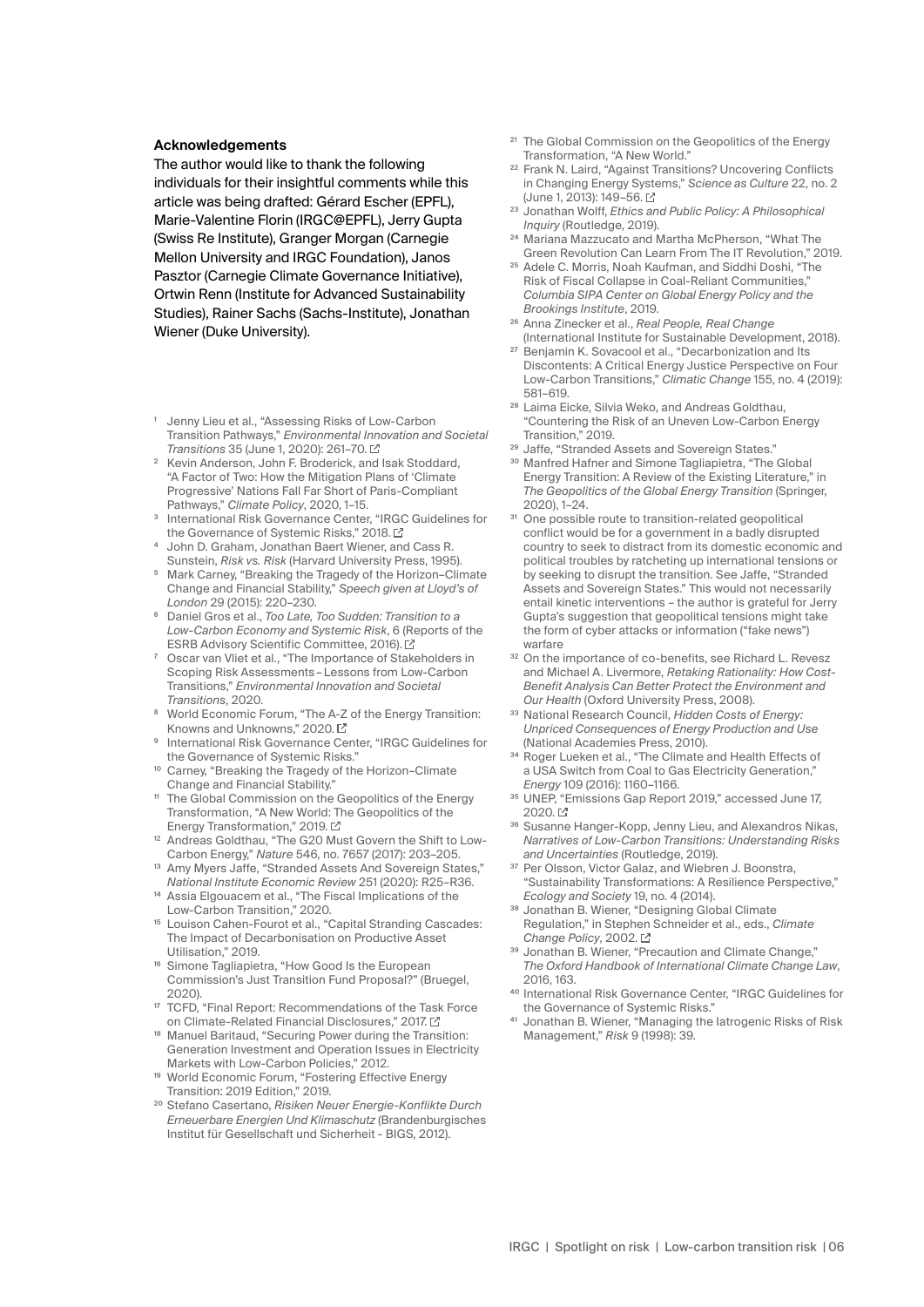**Acknowledgements**

The author would like to thank the following individuals for their insightful comments while this article was being drafted: Gérard Escher (EPFL), Marie-Valentine Florin (IRGC@EPFL), Jerry Gupta (Swiss Re Institute), Granger Morgan (Carnegie Mellon University and IRGC Foundation), Janos Pasztor (Carnegie Climate Governance Initiative), Ortwin Renn (Institute for Advanced Sustainability Studies), Rainer Sachs (Sachs-Institute), Jonathan Wiener (Duke University).

[1] Jenny Lieu et al., "Assessing Risks of Low-Carbon Transition Pathways," *Environmental Innovation and Societal Transitions* 35 (June 1, 2020): 261–70.

[2] Kevin Anderson, John F. Broderick, and Isak Stoddard, "A Factor of Two: How the Mitigation Plans of 'Climate Progressive' Nations Fall Far Short of Paris-Compliant Pathways," *Climate Policy*, 2020, 1–15.

[3] International Risk Governance Center, "IRGC Guidelines for the Governance of Systemic Risks," 2018.

[4] John D. Graham, Jonathan Baert Wiener, and Cass R. Sunstein, *Risk vs. Risk* (Harvard University Press, 1995).

[5] Mark Carney, "Breaking the Tragedy of the Horizon–Climate Change and Financial Stability," *Speech given at Lloyd's of London* 29 (2015): 220–230.

[6] Daniel Gros et al., *Too Late, Too Sudden: Transition to a Low-Carbon Economy and Systemic Risk*, 6 (Reports of the ESRB Advisory Scientific Committee, 2016).

[7] Oscar van Vliet et al., "The Importance of Stakeholders in Scoping Risk Assessments – Lessons from Low-Carbon Transitions," *Environmental Innovation and Societal Transitions*, 2020.

[8] World Economic Forum, "The A-Z of the Energy Transition: Knowns and Unknowns," 2020.

[9] International Risk Governance Center, "IRGC Guidelines for the Governance of Systemic Risks."

[10] Carney, "Breaking the Tragedy of the Horizon–Climate Change and Financial Stability."

[11] The Global Commission on the Geopolitics of the Energy Transformation, "A New World: The Geopolitics of the Energy Transformation," 2019.

[12] Andreas Goldthau, "The G20 Must Govern the Shift to Low-Carbon Energy," *Nature* 546, no. 7657 (2017): 203–205.

[13] Amy Myers Jaffe, "Stranded Assets And Sovereign States," *National Institute Economic Review* 251 (2020): R25–R36.

[14] Assia Elgouacem et al., "The Fiscal Implications of the Low-Carbon Transition," 2020.

[15] Louison Cahen-Fourot et al., "Capital Stranding Cascades: The Impact of Decarbonisation on Productive Asset Utilisation," 2019.

[16] Simone Tagliapietra, "How Good Is the European Commission's Just Transition Fund Proposal?" (Bruegel, 2020).

[17] TCFD, "Final Report: Recommendations of the Task Force on Climate-Related Financial Disclosures," 2017.

[18] Manuel Baritaud, "Securing Power during the Transition: Generation Investment and Operation Issues in Electricity Markets with Low-Carbon Policies," 2012.

[19] World Economic Forum, "Fostering Effective Energy Transition: 2019 Edition," 2019.

[20] Stefano Casertano, *Risiken Neuer Energie-Konflikte Durch Erneuerbare Energien Und Klimaschutz* (Brandenburgisches Institut für Gesellschaft und Sicherheit - BIGS, 2012).

[21] The Global Commission on the Geopolitics of the Energy Transformation, "A New World."

[22] Frank N. Laird, "Against Transitions? Uncovering Conflicts in Changing Energy Systems," *Science as Culture* 22, no. 2 (June 1, 2013): 149–56.

[23] Jonathan Wolff, *Ethics and Public Policy: A Philosophical Inquiry* (Routledge, 2019).

[24] Mariana Mazzucato and Martha McPherson, "What The Green Revolution Can Learn From The IT Revolution," 2019.

[25] Adele C. Morris, Noah Kaufman, and Siddhi Doshi, "The Risk of Fiscal Collapse in Coal-Reliant Communities," *Columbia SIPA Center on Global Energy Policy and the Brookings Institute*, 2019.

[26] Anna Zinecker et al., *Real People, Real Change* (International Institute for Sustainable Development, 2018).

[27] Benjamin K. Sovacool et al., "Decarbonization and Its Discontents: A Critical Energy Justice Perspective on Four Low-Carbon Transitions," *Climatic Change* 155, no. 4 (2019): 581–619.

[28] Laima Eicke, Silvia Weko, and Andreas Goldthau, "Countering the Risk of an Uneven Low-Carbon Energy Transition," 2019.

[29] Jaffe, "Stranded Assets and Sovereign States."

[30] Manfred Hafner and Simone Tagliapietra, "The Global Energy Transition: A Review of the Existing Literature," in *The Geopolitics of the Global Energy Transition* (Springer, 2020), 1–24.

[31] One possible route to transition-related geopolitical conflict would be for a government in a badly disrupted country to seek to distract from its domestic economic and political troubles by ratcheting up international tensions or by seeking to disrupt the transition. See Jaffe, "Stranded Assets and Sovereign States." This would not necessarily entail kinetic interventions – the author is grateful for Jerry Gupta's suggestion that geopolitical tensions might take the form of cyber attacks or information ("fake news") warfare

[32] On the importance of co-benefits, see Richard L. Revesz and Michael A. Livermore, *Retaking Rationality: How Cost-Benefit Analysis Can Better Protect the Environment and Our Health* (Oxford University Press, 2008).

[33] National Research Council, *Hidden Costs of Energy: Unpriced Consequences of Energy Production and Use* (National Academies Press, 2010).

[34] Roger Lueken et al., "The Climate and Health Effects of a USA Switch from Coal to Gas Electricity Generation," *Energy* 109 (2016): 1160–1166.

[35] UNEP, "Emissions Gap Report 2019," accessed June 17, 2020.

[36] Susanne Hanger-Kopp, Jenny Lieu, and Alexandros Nikas, *Narratives of Low-Carbon Transitions: Understanding Risks and Uncertainties* (Routledge, 2019).

[37] Per Olsson, Victor Galaz, and Wiebren J. Boonstra, "Sustainability Transformations: A Resilience Perspective," *Ecology and Society* 19, no. 4 (2014).

[38] Jonathan B. Wiener, "Designing Global Climate Regulation," in Stephen Schneider et al., eds., *Climate Change Policy*, 2002.

[39] Jonathan B. Wiener, "Precaution and Climate Change," *The Oxford Handbook of International Climate Change Law*, 2016, 163.

[40] International Risk Governance Center, "IRGC Guidelines for the Governance of Systemic Risks."

[41] Jonathan B. Wiener, "Managing the Iatrogenic Risks of Risk Management," *Risk* 9 (1998): 39.